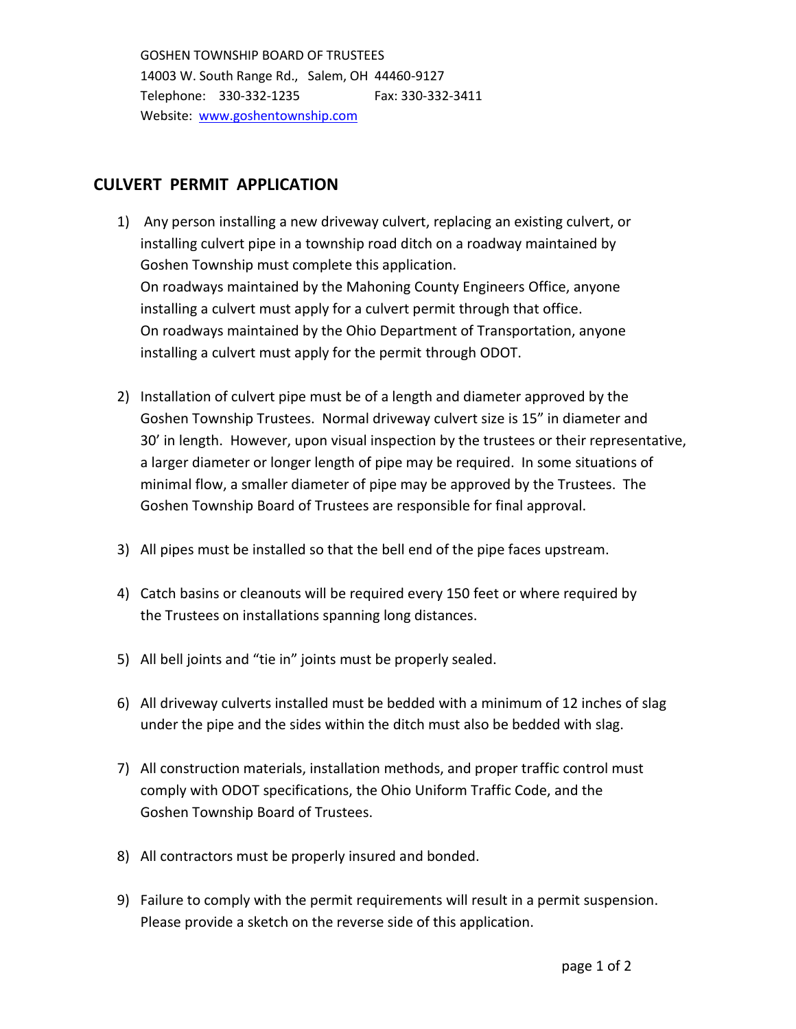GOSHEN TOWNSHIP BOARD OF TRUSTEES
14003 W. South Range Rd., Salem, OH 44460-9127
Telephone: 330-332-1235 Fax: 330-332-3411
Website: www.goshentownship.com

## CULVERT PERMIT APPLICATION

1) Any person installing a new driveway culvert, replacing an existing culvert, or installing culvert pipe in a township road ditch on a roadway maintained by Goshen Township must complete this application.
   On roadways maintained by the Mahoning County Engineers Office, anyone installing a culvert must apply for a culvert permit through that office.
   On roadways maintained by the Ohio Department of Transportation, anyone installing a culvert must apply for the permit through ODOT.

2) Installation of culvert pipe must be of a length and diameter approved by the Goshen Township Trustees. Normal driveway culvert size is 15" in diameter and 30' in length. However, upon visual inspection by the trustees or their representative, a larger diameter or longer length of pipe may be required. In some situations of minimal flow, a smaller diameter of pipe may be approved by the Trustees. The Goshen Township Board of Trustees are responsible for final approval.

3) All pipes must be installed so that the bell end of the pipe faces upstream.

4) Catch basins or cleanouts will be required every 150 feet or where required by the Trustees on installations spanning long distances.

5) All bell joints and "tie in" joints must be properly sealed.

6) All driveway culverts installed must be bedded with a minimum of 12 inches of slag under the pipe and the sides within the ditch must also be bedded with slag.

7) All construction materials, installation methods, and proper traffic control must comply with ODOT specifications, the Ohio Uniform Traffic Code, and the Goshen Township Board of Trustees.

8) All contractors must be properly insured and bonded.

9) Failure to comply with the permit requirements will result in a permit suspension.
   Please provide a sketch on the reverse side of this application.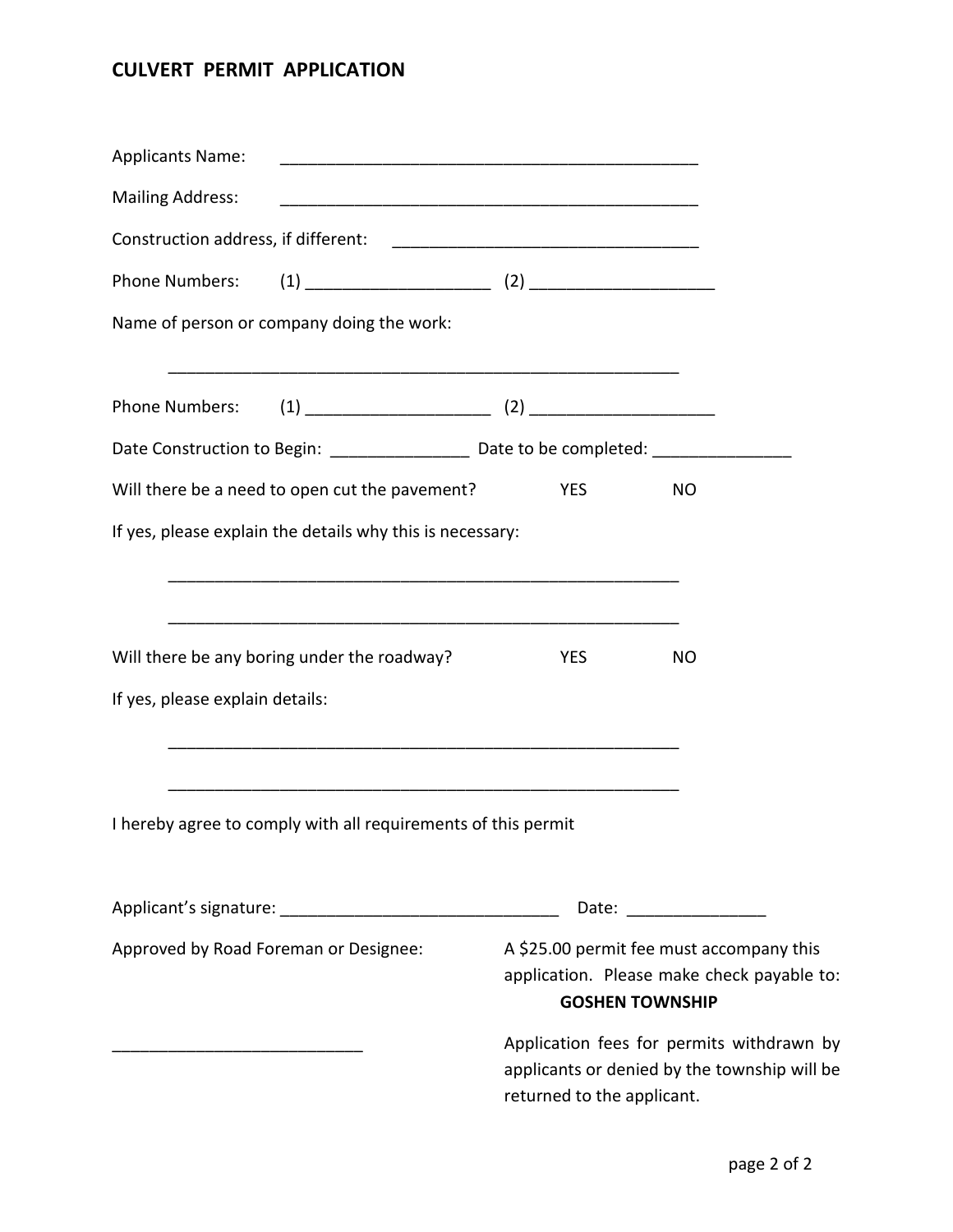# CULVERT PERMIT APPLICATION

Applicants Name: _______________________________________________

Mailing Address: _______________________________________________

Construction address, if different: _________________________________

Phone Numbers: (1) ___________________ (2) ___________________

Name of person or company doing the work:

_________________________________________________________

Phone Numbers: (1) ___________________ (2) ___________________

Date Construction to Begin: _______________ Date to be completed: _______________

Will there be a need to open cut the pavement? YES NO

If yes, please explain the details why this is necessary:

_________________________________________________________

_________________________________________________________

Will there be any boring under the roadway? YES NO

If yes, please explain details:

_________________________________________________________

_________________________________________________________

I hereby agree to comply with all requirements of this permit

Applicant's signature: ______________________________ Date: _______________

Approved by Road Foreman or Designee:

___________________________

A $25.00 permit fee must accompany this application. Please make check payable to:
**GOSHEN TOWNSHIP**

Application fees for permits withdrawn by applicants or denied by the township will be returned to the applicant.